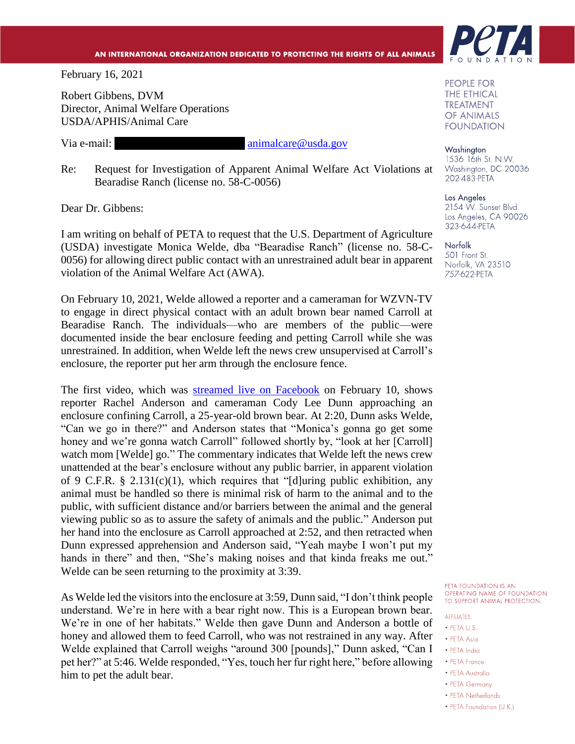AN INTERNATIONAL ORGANIZATION DEDICATED TO PROTECTING THE RIGHTS OF ALL ANIMALS

PeTA FOUNDATION

PEOPLE FOR THE ETHICAL TREATMENT OF ANIMALS FOUNDATION

**Washington**
1536 16th St. N.W.
Washington, DC 20036
202-483-PETA

**Los Angeles**
2154 W. Sunset Blvd.
Los Angeles, CA 90026
323-644-PETA

**Norfolk**
501 Front St.
Norfolk, VA 23510
757-622-PETA

PETA FOUNDATION IS AN OPERATING NAME OF FOUNDATION TO SUPPORT ANIMAL PROTECTION.

AFFILIATES:

- PETA U.S.
- PETA Asia
- PETA India
- PETA France
- PETA Australia
- PETA Germany
- PETA Netherlands
- PETA Foundation (U.K.)

February 16, 2021

Robert Gibbens, DVM
Director, Animal Welfare Operations
USDA/APHIS/Animal Care

Via e-mail: [redacted] animalcare@usda.gov

Re: Request for Investigation of Apparent Animal Welfare Act Violations at Bearadise Ranch (license no. 58-C-0056)

Dear Dr. Gibbens:

I am writing on behalf of PETA to request that the U.S. Department of Agriculture (USDA) investigate Monica Welde, dba "Bearadise Ranch" (license no. 58-C-0056) for allowing direct public contact with an unrestrained adult bear in apparent violation of the Animal Welfare Act (AWA).

On February 10, 2021, Welde allowed a reporter and a cameraman for WZVN-TV to engage in direct physical contact with an adult brown bear named Carroll at Bearadise Ranch. The individuals—who are members of the public—were documented inside the bear enclosure feeding and petting Carroll while she was unrestrained. In addition, when Welde left the news crew unsupervised at Carroll's enclosure, the reporter put her arm through the enclosure fence.

The first video, which was streamed live on Facebook on February 10, shows reporter Rachel Anderson and cameraman Cody Lee Dunn approaching an enclosure confining Carroll, a 25-year-old brown bear. At 2:20, Dunn asks Welde, "Can we go in there?" and Anderson states that "Monica's gonna go get some honey and we're gonna watch Carroll" followed shortly by, "look at her [Carroll] watch mom [Welde] go." The commentary indicates that Welde left the news crew unattended at the bear's enclosure without any public barrier, in apparent violation of 9 C.F.R. § 2.131(c)(1), which requires that "[d]uring public exhibition, any animal must be handled so there is minimal risk of harm to the animal and to the public, with sufficient distance and/or barriers between the animal and the general viewing public so as to assure the safety of animals and the public." Anderson put her hand into the enclosure as Carroll approached at 2:52, and then retracted when Dunn expressed apprehension and Anderson said, "Yeah maybe I won't put my hands in there" and then, "She's making noises and that kinda freaks me out." Welde can be seen returning to the proximity at 3:39.

As Welde led the visitors into the enclosure at 3:59, Dunn said, "I don't think people understand. We're in here with a bear right now. This is a European brown bear. We're in one of her habitats." Welde then gave Dunn and Anderson a bottle of honey and allowed them to feed Carroll, who was not restrained in any way. After Welde explained that Carroll weighs "around 300 [pounds]," Dunn asked, "Can I pet her?" at 5:46. Welde responded, "Yes, touch her fur right here," before allowing him to pet the adult bear.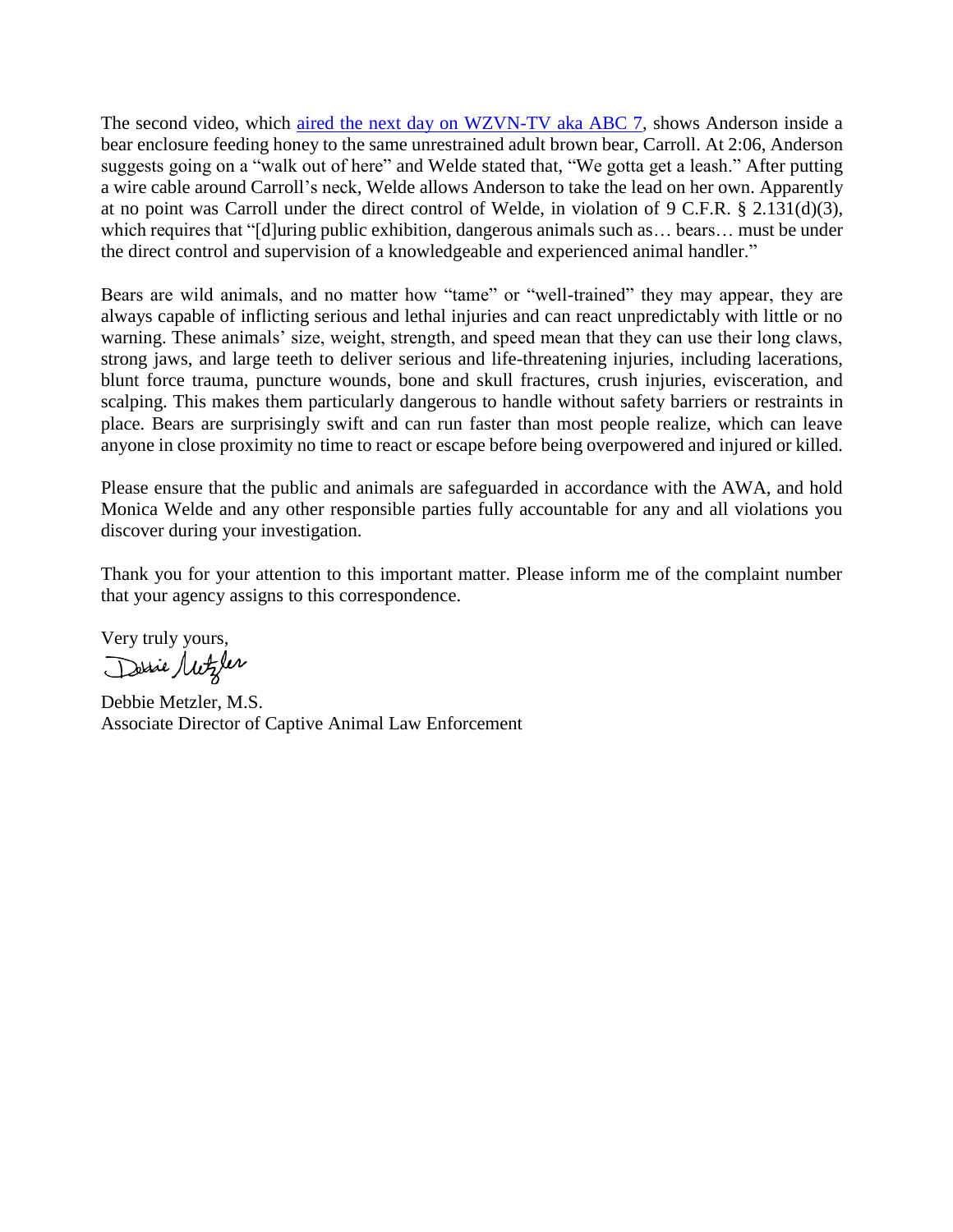The second video, which [aired the next day on WZVN-TV aka ABC 7](), shows Anderson inside a bear enclosure feeding honey to the same unrestrained adult brown bear, Carroll. At 2:06, Anderson suggests going on a "walk out of here" and Welde stated that, "We gotta get a leash." After putting a wire cable around Carroll's neck, Welde allows Anderson to take the lead on her own. Apparently at no point was Carroll under the direct control of Welde, in violation of 9 C.F.R. § 2.131(d)(3), which requires that "[d]uring public exhibition, dangerous animals such as… bears… must be under the direct control and supervision of a knowledgeable and experienced animal handler."

Bears are wild animals, and no matter how "tame" or "well-trained" they may appear, they are always capable of inflicting serious and lethal injuries and can react unpredictably with little or no warning. These animals' size, weight, strength, and speed mean that they can use their long claws, strong jaws, and large teeth to deliver serious and life-threatening injuries, including lacerations, blunt force trauma, puncture wounds, bone and skull fractures, crush injuries, evisceration, and scalping. This makes them particularly dangerous to handle without safety barriers or restraints in place. Bears are surprisingly swift and can run faster than most people realize, which can leave anyone in close proximity no time to react or escape before being overpowered and injured or killed.

Please ensure that the public and animals are safeguarded in accordance with the AWA, and hold Monica Welde and any other responsible parties fully accountable for any and all violations you discover during your investigation.

Thank you for your attention to this important matter. Please inform me of the complaint number that your agency assigns to this correspondence.

Very truly yours,

Debbie Metzler

Debbie Metzler, M.S.
Associate Director of Captive Animal Law Enforcement